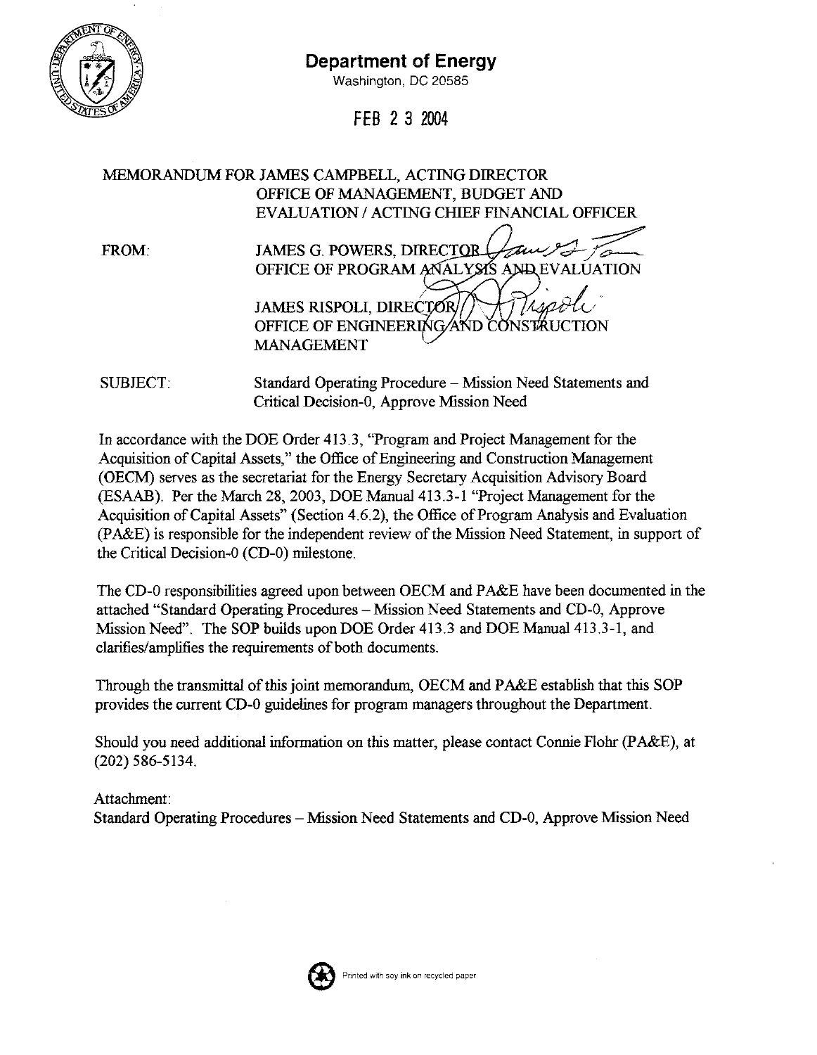# Department of Energy

Washington, DC 20585

FEB 2 3 2004

MEMORANDUM FOR JAMES CAMPBELL, ACTING DIRECTOR
OFFICE OF MANAGEMENT, BUDGET AND
EVALUATION / ACTING CHIEF FINANCIAL OFFICER

FROM: JAMES G. POWERS, DIRECTOR
OFFICE OF PROGRAM ANALYSIS AND EVALUATION

JAMES RISPOLI, DIRECTOR
OFFICE OF ENGINEERING AND CONSTRUCTION
MANAGEMENT

SUBJECT: Standard Operating Procedure – Mission Need Statements and Critical Decision-0, Approve Mission Need

In accordance with the DOE Order 413.3, "Program and Project Management for the Acquisition of Capital Assets," the Office of Engineering and Construction Management (OECM) serves as the secretariat for the Energy Secretary Acquisition Advisory Board (ESAAB). Per the March 28, 2003, DOE Manual 413.3-1 "Project Management for the Acquisition of Capital Assets" (Section 4.6.2), the Office of Program Analysis and Evaluation (PA&E) is responsible for the independent review of the Mission Need Statement, in support of the Critical Decision-0 (CD-0) milestone.

The CD-0 responsibilities agreed upon between OECM and PA&E have been documented in the attached "Standard Operating Procedures – Mission Need Statements and CD-0, Approve Mission Need". The SOP builds upon DOE Order 413.3 and DOE Manual 413.3-1, and clarifies/amplifies the requirements of both documents.

Through the transmittal of this joint memorandum, OECM and PA&E establish that this SOP provides the current CD-0 guidelines for program managers throughout the Department.

Should you need additional information on this matter, please contact Connie Flohr (PA&E), at (202) 586-5134.

Attachment:
Standard Operating Procedures – Mission Need Statements and CD-0, Approve Mission Need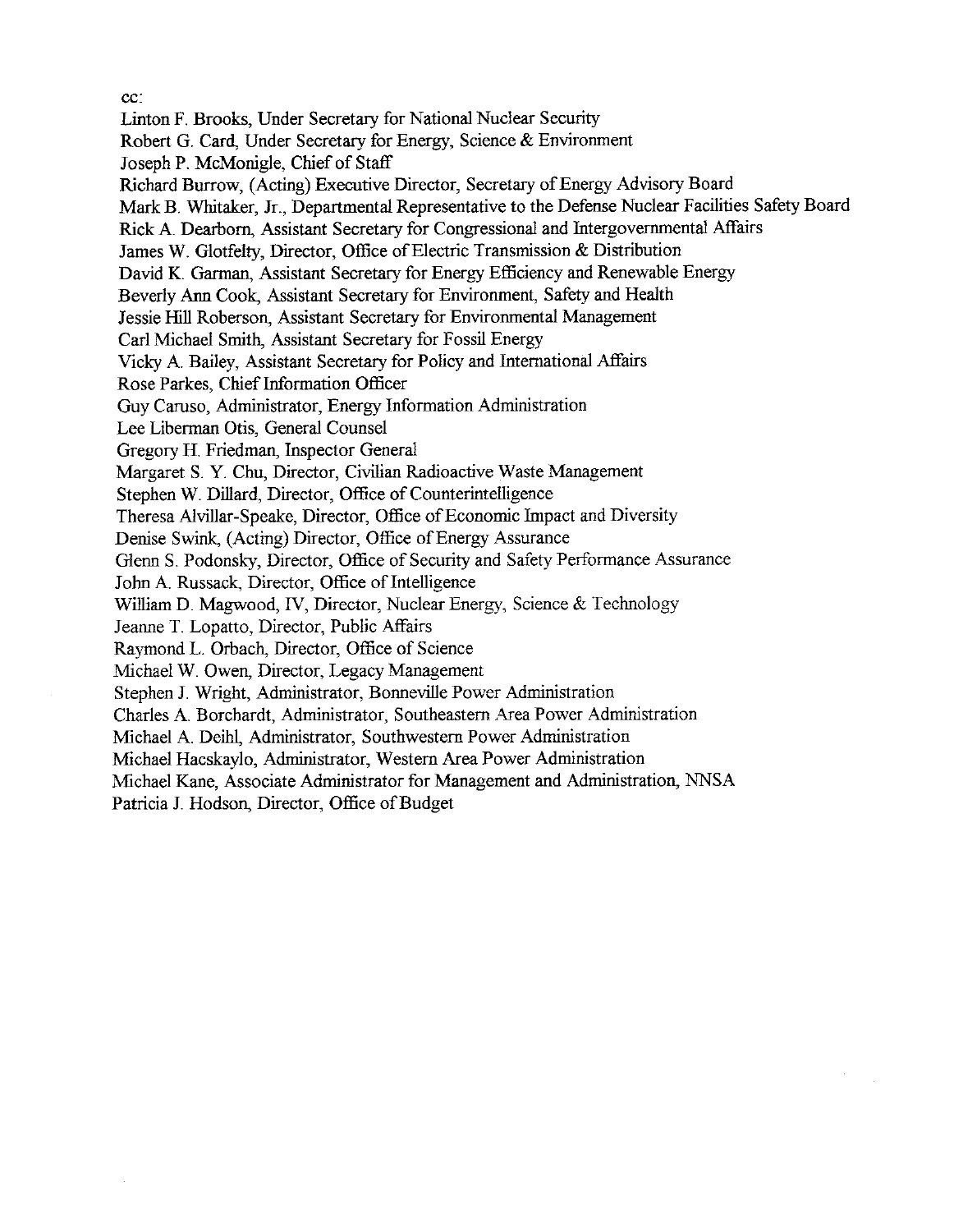cc:

Linton F. Brooks, Under Secretary for National Nuclear Security
Robert G. Card, Under Secretary for Energy, Science & Environment
Joseph P. McMonigle, Chief of Staff
Richard Burrow, (Acting) Executive Director, Secretary of Energy Advisory Board
Mark B. Whitaker, Jr., Departmental Representative to the Defense Nuclear Facilities Safety Board
Rick A. Dearborn, Assistant Secretary for Congressional and Intergovernmental Affairs
James W. Glotfelty, Director, Office of Electric Transmission & Distribution
David K. Garman, Assistant Secretary for Energy Efficiency and Renewable Energy
Beverly Ann Cook, Assistant Secretary for Environment, Safety and Health
Jessie Hill Roberson, Assistant Secretary for Environmental Management
Carl Michael Smith, Assistant Secretary for Fossil Energy
Vicky A. Bailey, Assistant Secretary for Policy and International Affairs
Rose Parkes, Chief Information Officer
Guy Caruso, Administrator, Energy Information Administration
Lee Liberman Otis, General Counsel
Gregory H. Friedman, Inspector General
Margaret S. Y. Chu, Director, Civilian Radioactive Waste Management
Stephen W. Dillard, Director, Office of Counterintelligence
Theresa Alvillar-Speake, Director, Office of Economic Impact and Diversity
Denise Swink, (Acting) Director, Office of Energy Assurance
Glenn S. Podonsky, Director, Office of Security and Safety Performance Assurance
John A. Russack, Director, Office of Intelligence
William D. Magwood, IV, Director, Nuclear Energy, Science & Technology
Jeanne T. Lopatto, Director, Public Affairs
Raymond L. Orbach, Director, Office of Science
Michael W. Owen, Director, Legacy Management
Stephen J. Wright, Administrator, Bonneville Power Administration
Charles A. Borchardt, Administrator, Southeastern Area Power Administration
Michael A. Deihl, Administrator, Southwestern Power Administration
Michael Hacskaylo, Administrator, Western Area Power Administration
Michael Kane, Associate Administrator for Management and Administration, NNSA
Patricia J. Hodson, Director, Office of Budget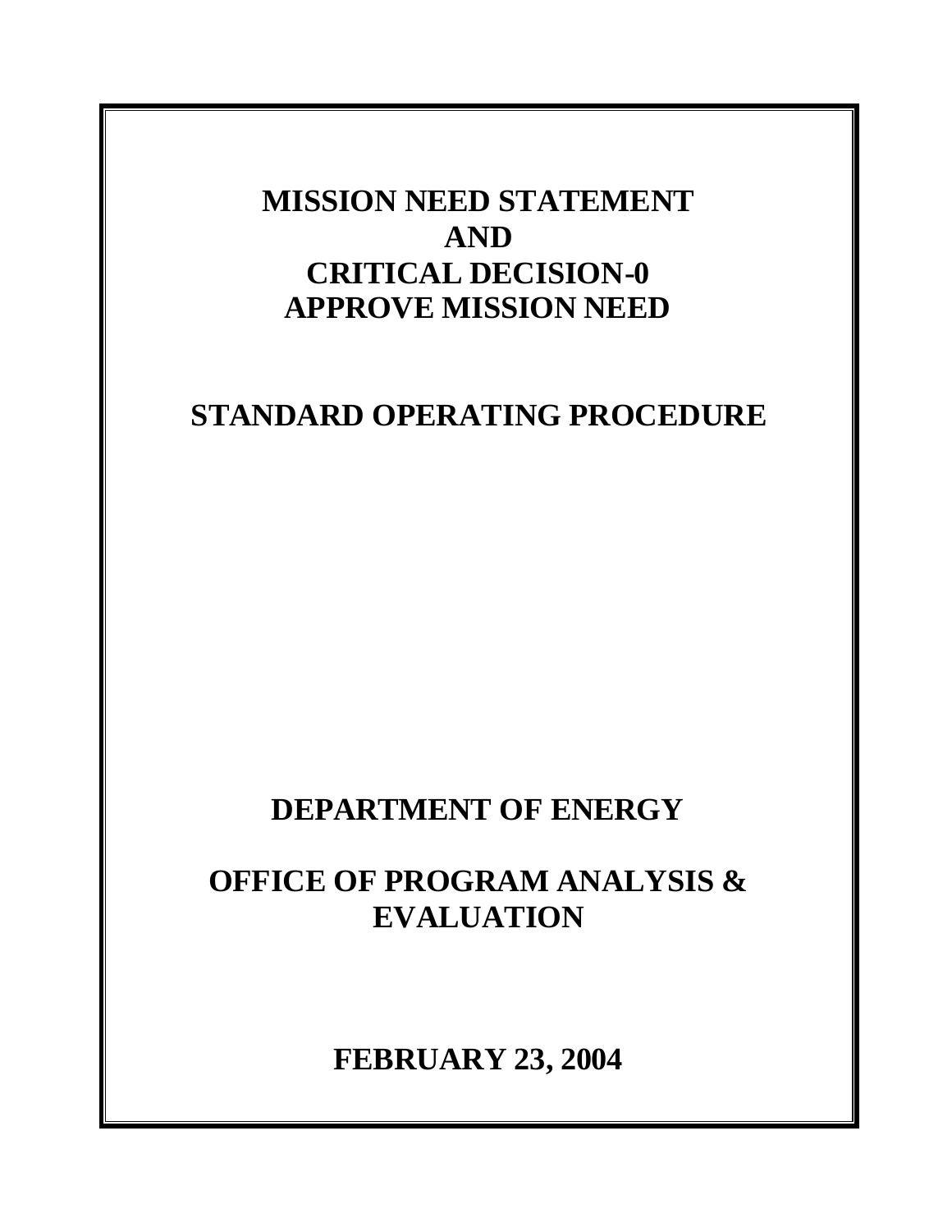# MISSION NEED STATEMENT AND CRITICAL DECISION-0 APPROVE MISSION NEED

## STANDARD OPERATING PROCEDURE

## DEPARTMENT OF ENERGY

## OFFICE OF PROGRAM ANALYSIS & EVALUATION

**FEBRUARY 23, 2004**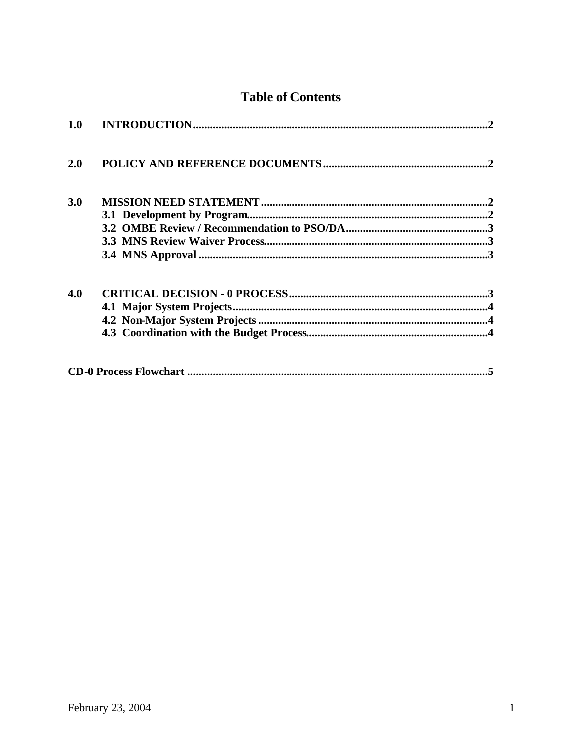# Table of Contents

| | | |
|---|---|---|
| **1.0** | **INTRODUCTION** | **2** |
| **2.0** | **POLICY AND REFERENCE DOCUMENTS** | **2** |
| **3.0** | **MISSION NEED STATEMENT** | **2** |
| | **3.1 Development by Program** | **2** |
| | **3.2 OMBE Review / Recommendation to PSO/DA** | **3** |
| | **3.3 MNS Review Waiver Process** | **3** |
| | **3.4 MNS Approval** | **3** |
| **4.0** | **CRITICAL DECISION - 0 PROCESS** | **3** |
| | **4.1 Major System Projects** | **4** |
| | **4.2 Non-Major System Projects** | **4** |
| | **4.3 Coordination with the Budget Process** | **4** |
| **CD-0 Process Flowchart** | | **5** |

February 23, 2004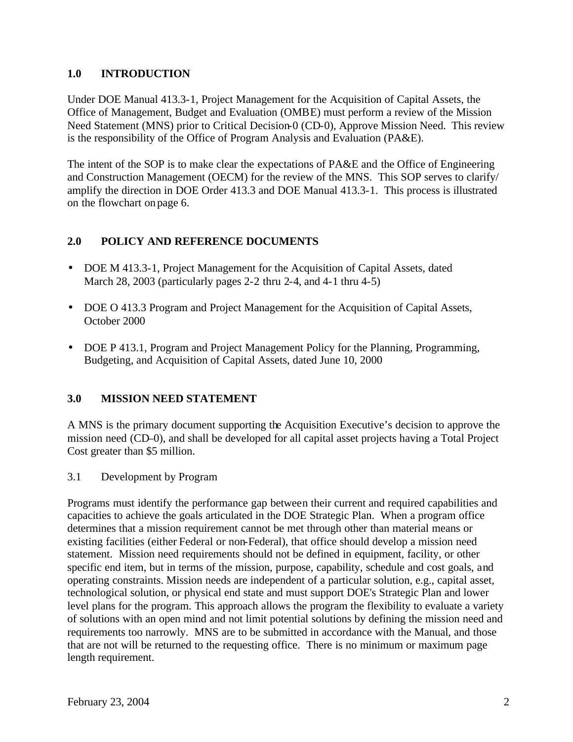## 1.0 INTRODUCTION

Under DOE Manual 413.3-1, Project Management for the Acquisition of Capital Assets, the Office of Management, Budget and Evaluation (OMBE) must perform a review of the Mission Need Statement (MNS) prior to Critical Decision-0 (CD-0), Approve Mission Need. This review is the responsibility of the Office of Program Analysis and Evaluation (PA&E).

The intent of the SOP is to make clear the expectations of PA&E and the Office of Engineering and Construction Management (OECM) for the review of the MNS. This SOP serves to clarify/ amplify the direction in DOE Order 413.3 and DOE Manual 413.3-1. This process is illustrated on the flowchart on page 6.

## 2.0 POLICY AND REFERENCE DOCUMENTS

- DOE M 413.3-1, Project Management for the Acquisition of Capital Assets, dated March 28, 2003 (particularly pages 2-2 thru 2-4, and 4-1 thru 4-5)
- DOE O 413.3 Program and Project Management for the Acquisition of Capital Assets, October 2000
- DOE P 413.1, Program and Project Management Policy for the Planning, Programming, Budgeting, and Acquisition of Capital Assets, dated June 10, 2000

## 3.0 MISSION NEED STATEMENT

A MNS is the primary document supporting the Acquisition Executive's decision to approve the mission need (CD–0), and shall be developed for all capital asset projects having a Total Project Cost greater than $5 million.

### 3.1 Development by Program

Programs must identify the performance gap between their current and required capabilities and capacities to achieve the goals articulated in the DOE Strategic Plan. When a program office determines that a mission requirement cannot be met through other than material means or existing facilities (either Federal or non-Federal), that office should develop a mission need statement. Mission need requirements should not be defined in equipment, facility, or other specific end item, but in terms of the mission, purpose, capability, schedule and cost goals, and operating constraints. Mission needs are independent of a particular solution, e.g., capital asset, technological solution, or physical end state and must support DOE's Strategic Plan and lower level plans for the program. This approach allows the program the flexibility to evaluate a variety of solutions with an open mind and not limit potential solutions by defining the mission need and requirements too narrowly. MNS are to be submitted in accordance with the Manual, and those that are not will be returned to the requesting office. There is no minimum or maximum page length requirement.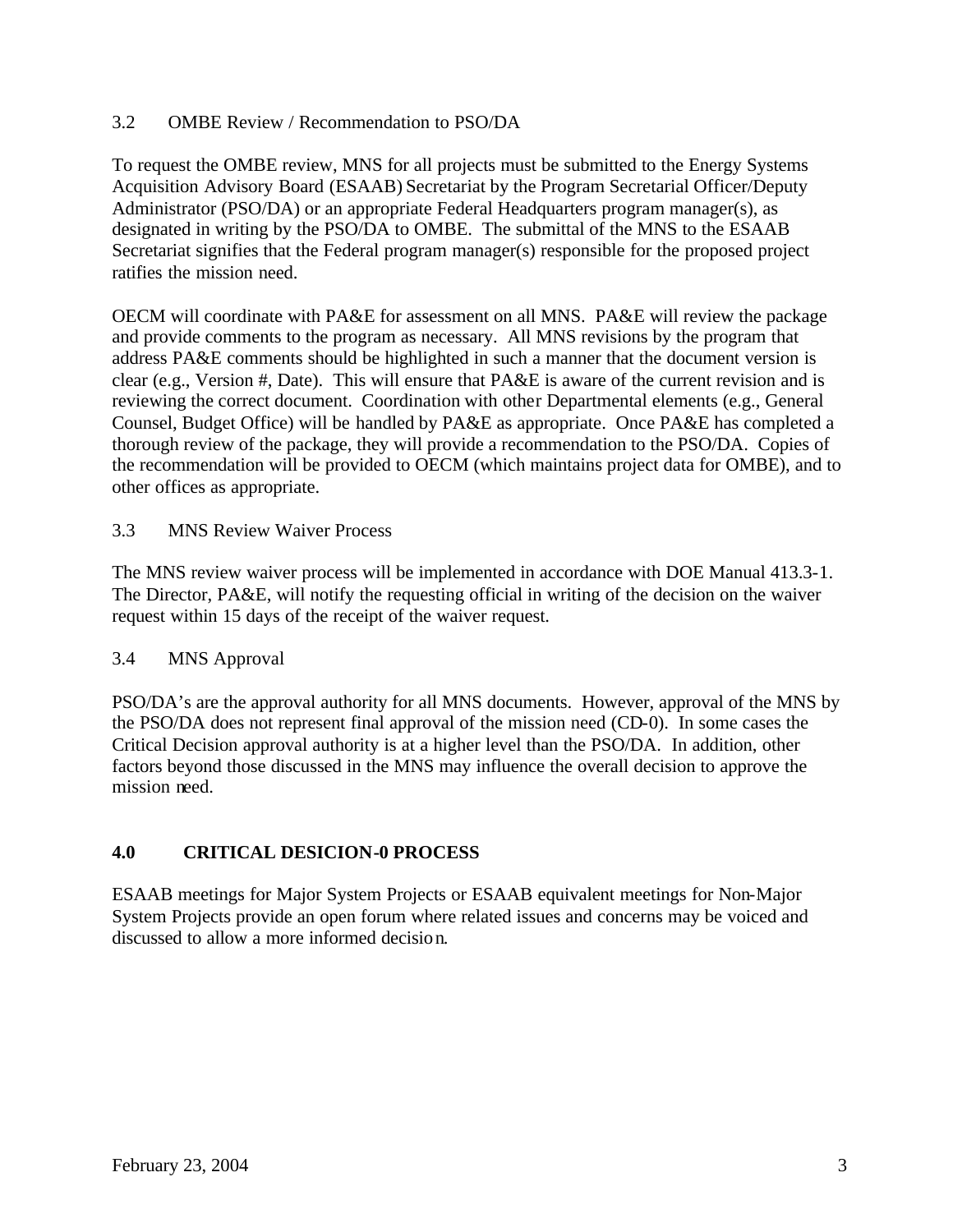### 3.2 OMBE Review / Recommendation to PSO/DA

To request the OMBE review, MNS for all projects must be submitted to the Energy Systems Acquisition Advisory Board (ESAAB) Secretariat by the Program Secretarial Officer/Deputy Administrator (PSO/DA) or an appropriate Federal Headquarters program manager(s), as designated in writing by the PSO/DA to OMBE. The submittal of the MNS to the ESAAB Secretariat signifies that the Federal program manager(s) responsible for the proposed project ratifies the mission need.

OECM will coordinate with PA&E for assessment on all MNS. PA&E will review the package and provide comments to the program as necessary. All MNS revisions by the program that address PA&E comments should be highlighted in such a manner that the document version is clear (e.g., Version #, Date). This will ensure that PA&E is aware of the current revision and is reviewing the correct document. Coordination with other Departmental elements (e.g., General Counsel, Budget Office) will be handled by PA&E as appropriate. Once PA&E has completed a thorough review of the package, they will provide a recommendation to the PSO/DA. Copies of the recommendation will be provided to OECM (which maintains project data for OMBE), and to other offices as appropriate.

### 3.3 MNS Review Waiver Process

The MNS review waiver process will be implemented in accordance with DOE Manual 413.3-1. The Director, PA&E, will notify the requesting official in writing of the decision on the waiver request within 15 days of the receipt of the waiver request.

### 3.4 MNS Approval

PSO/DA's are the approval authority for all MNS documents. However, approval of the MNS by the PSO/DA does not represent final approval of the mission need (CD-0). In some cases the Critical Decision approval authority is at a higher level than the PSO/DA. In addition, other factors beyond those discussed in the MNS may influence the overall decision to approve the mission need.

## 4.0 CRITICAL DESICION-0 PROCESS

ESAAB meetings for Major System Projects or ESAAB equivalent meetings for Non-Major System Projects provide an open forum where related issues and concerns may be voiced and discussed to allow a more informed decision.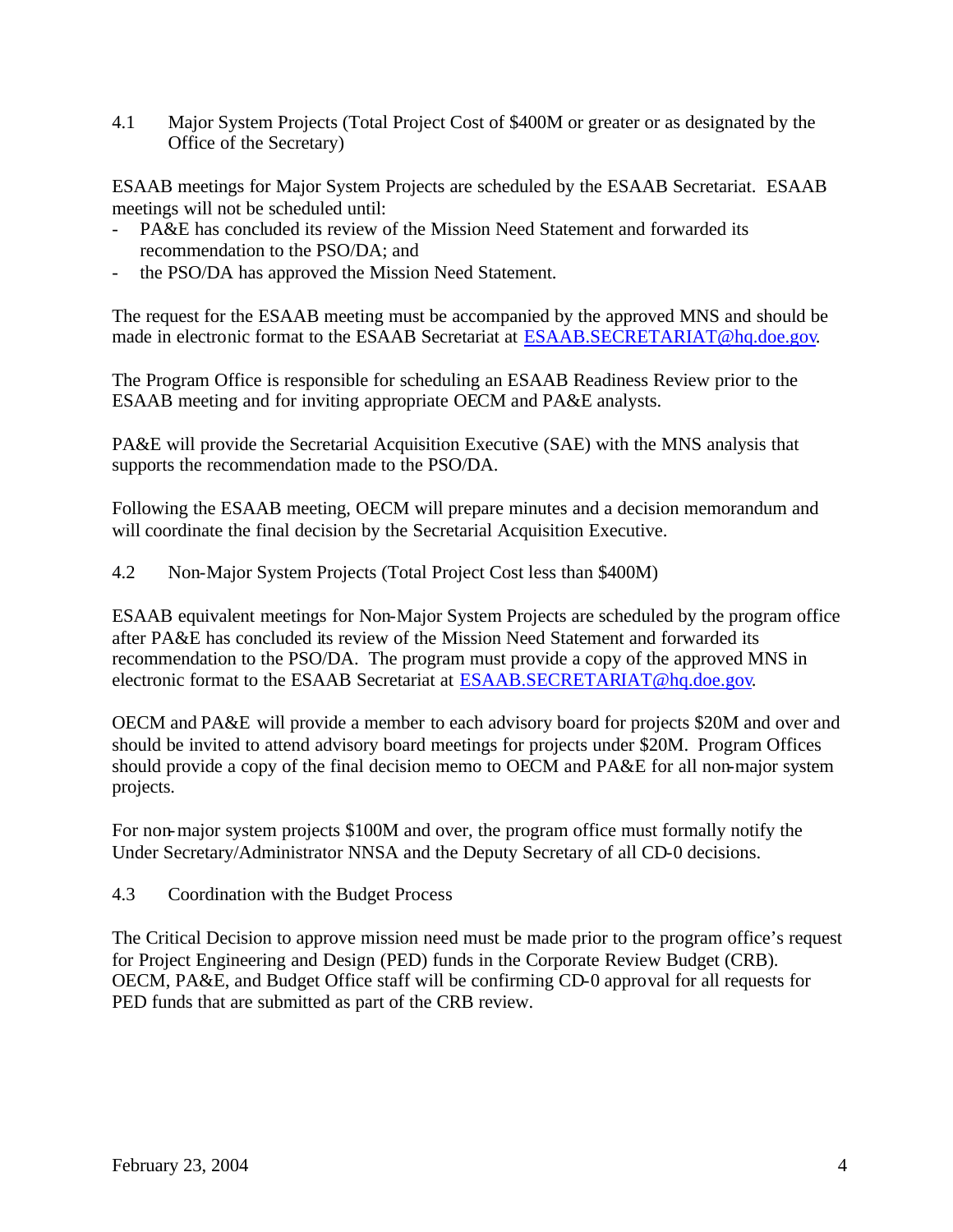### 4.1 Major System Projects (Total Project Cost of $400M or greater or as designated by the Office of the Secretary)

ESAAB meetings for Major System Projects are scheduled by the ESAAB Secretariat. ESAAB meetings will not be scheduled until:

- PA&E has concluded its review of the Mission Need Statement and forwarded its recommendation to the PSO/DA; and
- the PSO/DA has approved the Mission Need Statement.

The request for the ESAAB meeting must be accompanied by the approved MNS and should be made in electronic format to the ESAAB Secretariat at ESAAB.SECRETARIAT@hq.doe.gov.

The Program Office is responsible for scheduling an ESAAB Readiness Review prior to the ESAAB meeting and for inviting appropriate OECM and PA&E analysts.

PA&E will provide the Secretarial Acquisition Executive (SAE) with the MNS analysis that supports the recommendation made to the PSO/DA.

Following the ESAAB meeting, OECM will prepare minutes and a decision memorandum and will coordinate the final decision by the Secretarial Acquisition Executive.

### 4.2 Non-Major System Projects (Total Project Cost less than $400M)

ESAAB equivalent meetings for Non-Major System Projects are scheduled by the program office after PA&E has concluded its review of the Mission Need Statement and forwarded its recommendation to the PSO/DA. The program must provide a copy of the approved MNS in electronic format to the ESAAB Secretariat at ESAAB.SECRETARIAT@hq.doe.gov.

OECM and PA&E will provide a member to each advisory board for projects $20M and over and should be invited to attend advisory board meetings for projects under $20M. Program Offices should provide a copy of the final decision memo to OECM and PA&E for all non-major system projects.

For non-major system projects $100M and over, the program office must formally notify the Under Secretary/Administrator NNSA and the Deputy Secretary of all CD-0 decisions.

### 4.3 Coordination with the Budget Process

The Critical Decision to approve mission need must be made prior to the program office's request for Project Engineering and Design (PED) funds in the Corporate Review Budget (CRB). OECM, PA&E, and Budget Office staff will be confirming CD-0 approval for all requests for PED funds that are submitted as part of the CRB review.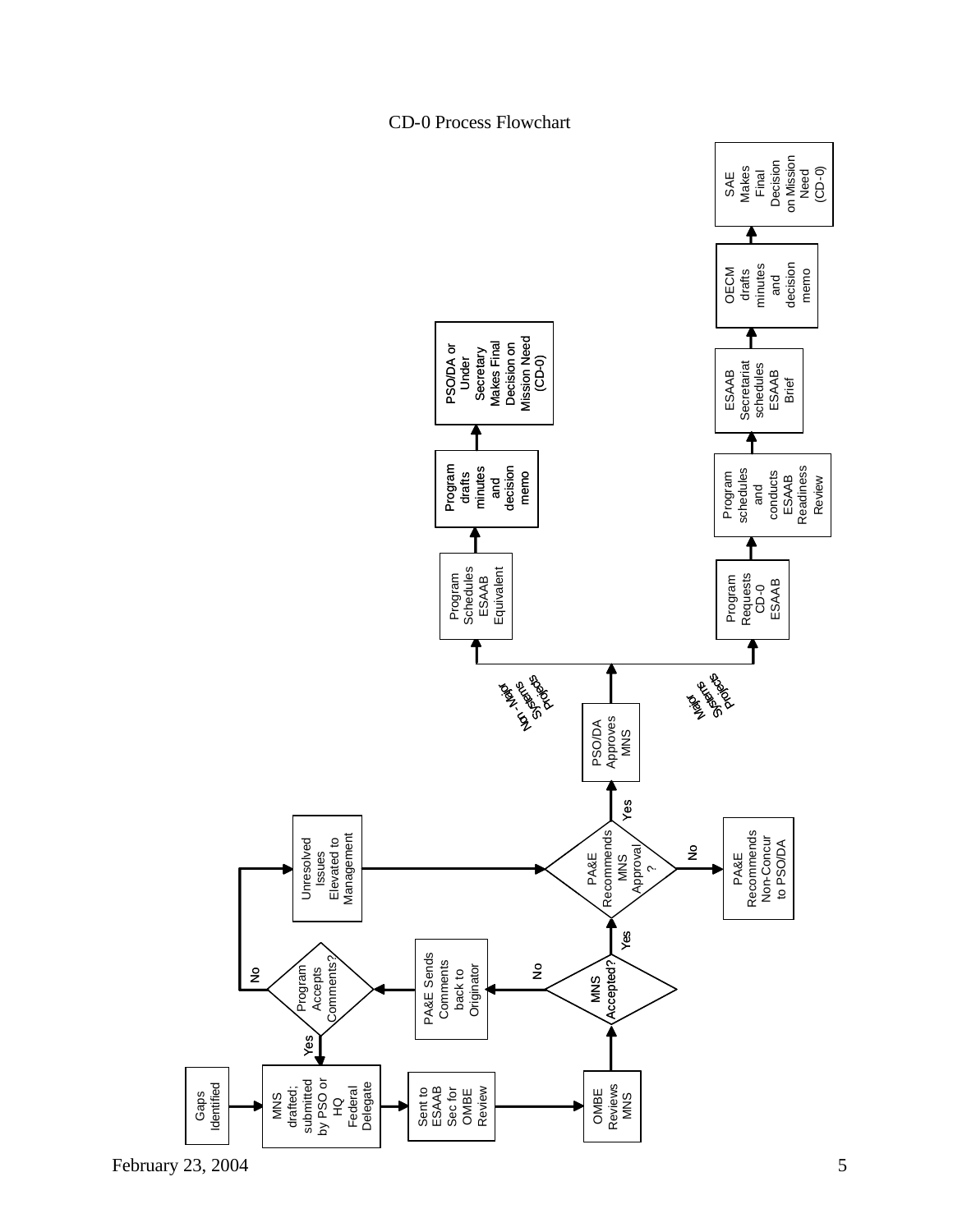CD-0 Process Flowchart

Gaps Identified

MNS drafted; submitted by PSO or HQ Federal Delegate

Sent to ESAAB Sec for OMBE Review

OMBE Reviews MNS

MNS Accepted?

No

Yes

PA&E Sends Comments back to Originator

Program Accepts Comments?

Yes

No

Unresolved Issues Elevated to Management

PA&E Recommends MNS Approval?

No

PA&E Recommends Non-Concur to PSO/DA

Yes

PSO/DA Approves MNS

Non-Major Systems Projects

Major Systems Projects

Program Schedules ESAAB Equivalent

Program drafts minutes and decision memo

PSO/DA or Under Secretary Makes Final Decision on Mission Need (CD-0)

Program Requests CD-0 ESAAB

Program schedules and conducts ESAAB Readiness Review

ESAAB Secretariat schedules ESAAB Brief

OECM drafts minutes and decision memo

SAE Makes Final Decision on Mission Need (CD-0)

February 23, 2004